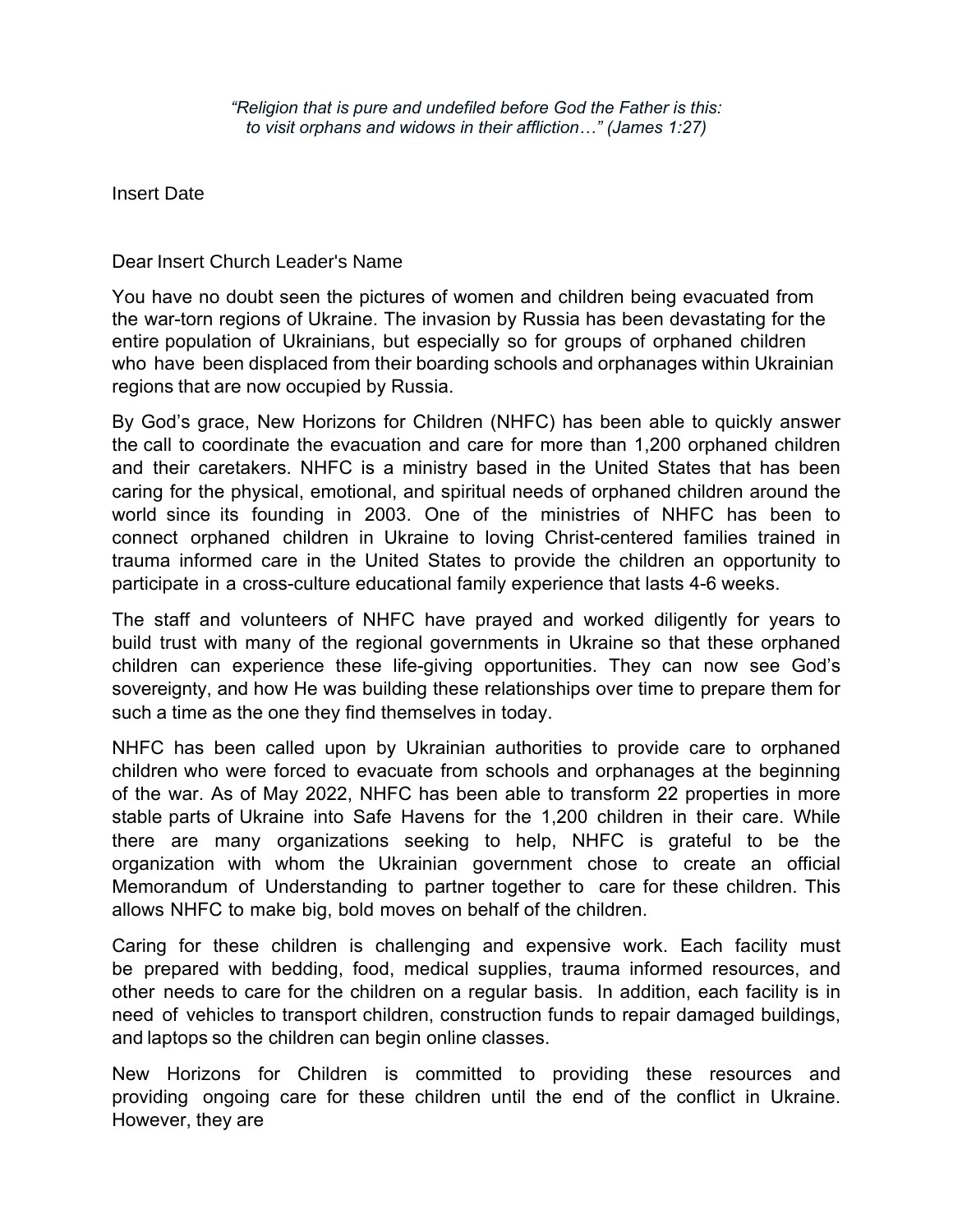*“Religion that is pure and undefiled before God the Father is this: to visit orphans and widows in their affliction…” (James 1:27)*

Insert Date

Dear Insert Church Leader's Name

You have no doubt seen the pictures of women and children being evacuated from the war-torn regions of Ukraine. The invasion by Russia has been devastating for the entire population of Ukrainians, but especially so for groups of orphaned children who have been displaced from their boarding schools and orphanages within Ukrainian regions that are now occupied by Russia.

By God’s grace, New Horizons for Children (NHFC) has been able to quickly answer the call to coordinate the evacuation and care for more than 1,200 orphaned children and their caretakers. NHFC is a ministry based in the United States that has been caring for the physical, emotional, and spiritual needs of orphaned children around the world since its founding in 2003. One of the ministries of NHFC has been to connect orphaned children in Ukraine to loving Christ-centered families trained in trauma informed care in the United States to provide the children an opportunity to participate in a cross-culture educational family experience that lasts 4-6 weeks.

The staff and volunteers of NHFC have prayed and worked diligently for years to build trust with many of the regional governments in Ukraine so that these orphaned children can experience these life-giving opportunities. They can now see God’s sovereignty, and how He was building these relationships over time to prepare them for such a time as the one they find themselves in today.

NHFC has been called upon by Ukrainian authorities to provide care to orphaned children who were forced to evacuate from schools and orphanages at the beginning of the war. As of May 2022, NHFC has been able to transform 22 properties in more stable parts of Ukraine into Safe Havens for the 1,200 children in their care. While there are many organizations seeking to help, NHFC is grateful to be the organization with whom the Ukrainian government chose to create an official Memorandum of Understanding to partner together to care for these children. This allows NHFC to make big, bold moves on behalf of the children.

Caring for these children is challenging and expensive work. Each facility must be prepared with bedding, food, medical supplies, trauma informed resources, and other needs to care for the children on a regular basis. In addition, each facility is in need of vehicles to transport children, construction funds to repair damaged buildings, and laptops so the children can begin online classes.

New Horizons for Children is committed to providing these resources and providing ongoing care for these children until the end of the conflict in Ukraine. However, they are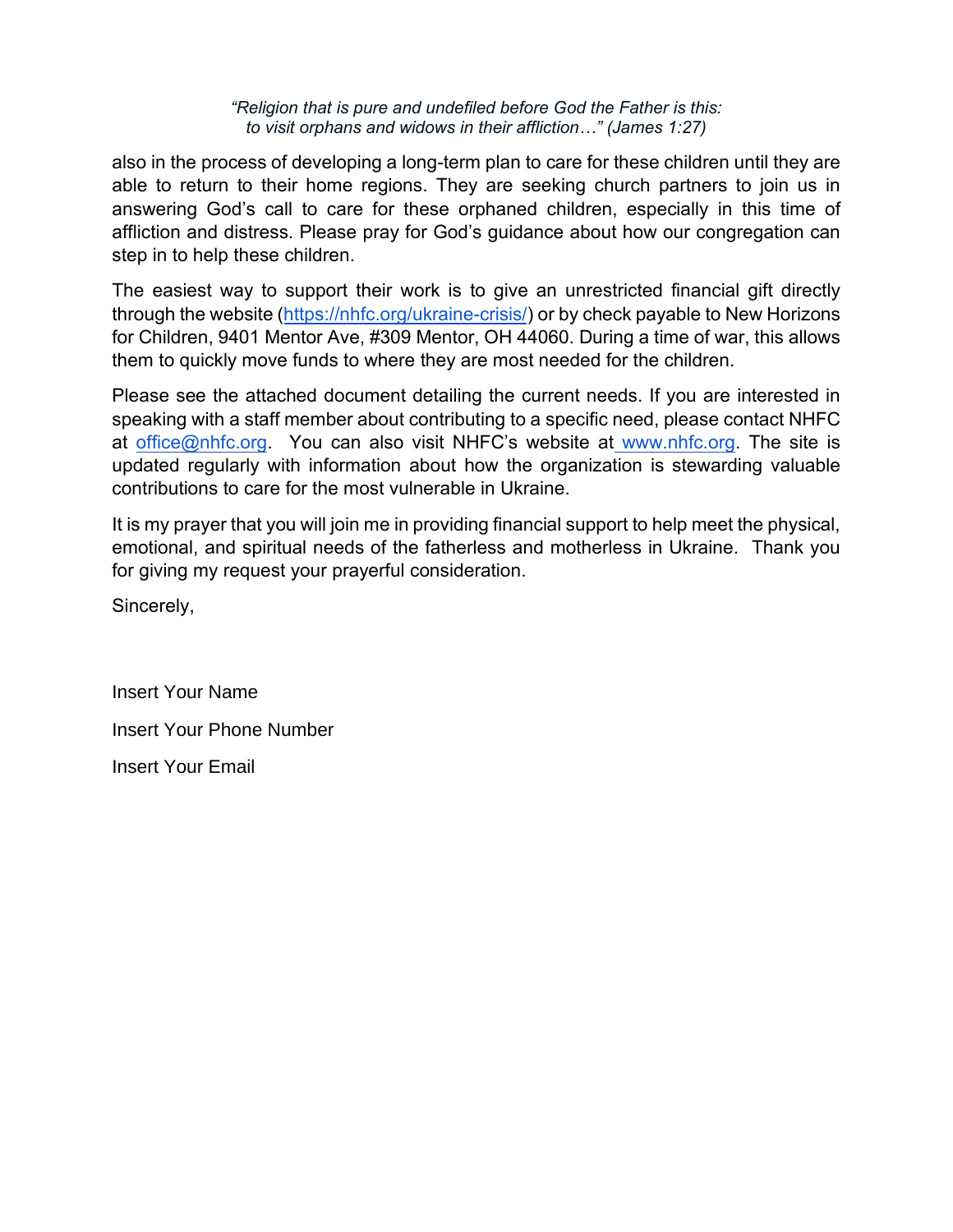*"Religion that is pure and undefiled before God the Father is this:*
*to visit orphans and widows in their affliction…" (James 1:27)*

also in the process of developing a long-term plan to care for these children until they are able to return to their home regions. They are seeking church partners to join us in answering God's call to care for these orphaned children, especially in this time of affliction and distress. Please pray for God's guidance about how our congregation can step in to help these children.

The easiest way to support their work is to give an unrestricted financial gift directly through the website (https://nhfc.org/ukraine-crisis/) or by check payable to New Horizons for Children, 9401 Mentor Ave, #309 Mentor, OH 44060. During a time of war, this allows them to quickly move funds to where they are most needed for the children.

Please see the attached document detailing the current needs. If you are interested in speaking with a staff member about contributing to a specific need, please contact NHFC at office@nhfc.org. You can also visit NHFC's website at www.nhfc.org. The site is updated regularly with information about how the organization is stewarding valuable contributions to care for the most vulnerable in Ukraine.

It is my prayer that you will join me in providing financial support to help meet the physical, emotional, and spiritual needs of the fatherless and motherless in Ukraine. Thank you for giving my request your prayerful consideration.

Sincerely,

Insert Your Name

Insert Your Phone Number

Insert Your Email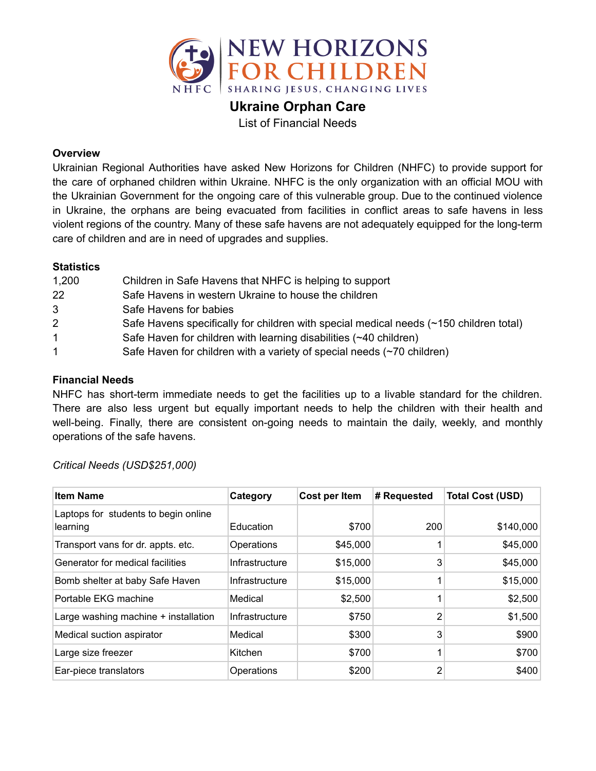# NEW HORIZONS FOR CHILDREN

SHARING JESUS, CHANGING LIVES

## Ukraine Orphan Care

List of Financial Needs

### Overview

Ukrainian Regional Authorities have asked New Horizons for Children (NHFC) to provide support for the care of orphaned children within Ukraine. NHFC is the only organization with an official MOU with the Ukrainian Government for the ongoing care of this vulnerable group. Due to the continued violence in Ukraine, the orphans are being evacuated from facilities in conflict areas to safe havens in less violent regions of the country. Many of these safe havens are not adequately equipped for the long-term care of children and are in need of upgrades and supplies.

### Statistics

| | |
|---|---|
| 1,200 | Children in Safe Havens that NHFC is helping to support |
| 22 | Safe Havens in western Ukraine to house the children |
| 3 | Safe Havens for babies |
| 2 | Safe Havens specifically for children with special medical needs (~150 children total) |
| 1 | Safe Haven for children with learning disabilities (~40 children) |
| 1 | Safe Haven for children with a variety of special needs (~70 children) |

### Financial Needs

NHFC has short-term immediate needs to get the facilities up to a livable standard for the children. There are also less urgent but equally important needs to help the children with their health and well-being. Finally, there are consistent on-going needs to maintain the daily, weekly, and monthly operations of the safe havens.

*Critical Needs (USD$251,000)*

| Item Name | Category | Cost per Item | # Requested | Total Cost (USD) |
|---|---|---|---|---|
| Laptops for students to begin online learning | Education | $700 | 200 | $140,000 |
| Transport vans for dr. appts. etc. | Operations | $45,000 | 1 | $45,000 |
| Generator for medical facilities | Infrastructure | $15,000 | 3 | $45,000 |
| Bomb shelter at baby Safe Haven | Infrastructure | $15,000 | 1 | $15,000 |
| Portable EKG machine | Medical | $2,500 | 1 | $2,500 |
| Large washing machine + installation | Infrastructure | $750 | 2 | $1,500 |
| Medical suction aspirator | Medical | $300 | 3 | $900 |
| Large size freezer | Kitchen | $700 | 1 | $700 |
| Ear-piece translators | Operations | $200 | 2 | $400 |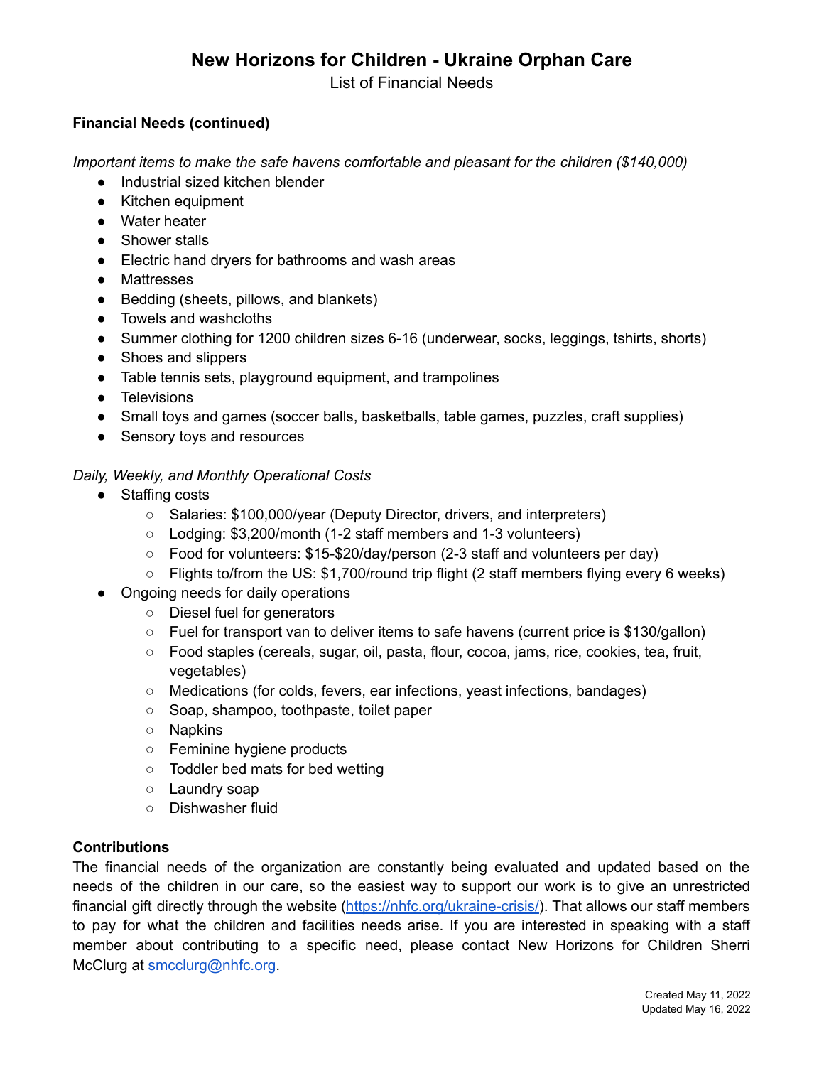# New Horizons for Children - Ukraine Orphan Care

List of Financial Needs

**Financial Needs (continued)**

*Important items to make the safe havens comfortable and pleasant for the children ($140,000)*

- Industrial sized kitchen blender
- Kitchen equipment
- Water heater
- Shower stalls
- Electric hand dryers for bathrooms and wash areas
- Mattresses
- Bedding (sheets, pillows, and blankets)
- Towels and washcloths
- Summer clothing for 1200 children sizes 6-16 (underwear, socks, leggings, tshirts, shorts)
- Shoes and slippers
- Table tennis sets, playground equipment, and trampolines
- Televisions
- Small toys and games (soccer balls, basketballs, table games, puzzles, craft supplies)
- Sensory toys and resources

*Daily, Weekly, and Monthly Operational Costs*

- Staffing costs
  - Salaries: $100,000/year (Deputy Director, drivers, and interpreters)
  - Lodging: $3,200/month (1-2 staff members and 1-3 volunteers)
  - Food for volunteers: $15-$20/day/person (2-3 staff and volunteers per day)
  - Flights to/from the US: $1,700/round trip flight (2 staff members flying every 6 weeks)
- Ongoing needs for daily operations
  - Diesel fuel for generators
  - Fuel for transport van to deliver items to safe havens (current price is $130/gallon)
  - Food staples (cereals, sugar, oil, pasta, flour, cocoa, jams, rice, cookies, tea, fruit, vegetables)
  - Medications (for colds, fevers, ear infections, yeast infections, bandages)
  - Soap, shampoo, toothpaste, toilet paper
  - Napkins
  - Feminine hygiene products
  - Toddler bed mats for bed wetting
  - Laundry soap
  - Dishwasher fluid

**Contributions**

The financial needs of the organization are constantly being evaluated and updated based on the needs of the children in our care, so the easiest way to support our work is to give an unrestricted financial gift directly through the website (https://nhfc.org/ukraine-crisis/). That allows our staff members to pay for what the children and facilities needs arise. If you are interested in speaking with a staff member about contributing to a specific need, please contact New Horizons for Children Sherri McClurg at smcclurg@nhfc.org.

Created May 11, 2022
Updated May 16, 2022